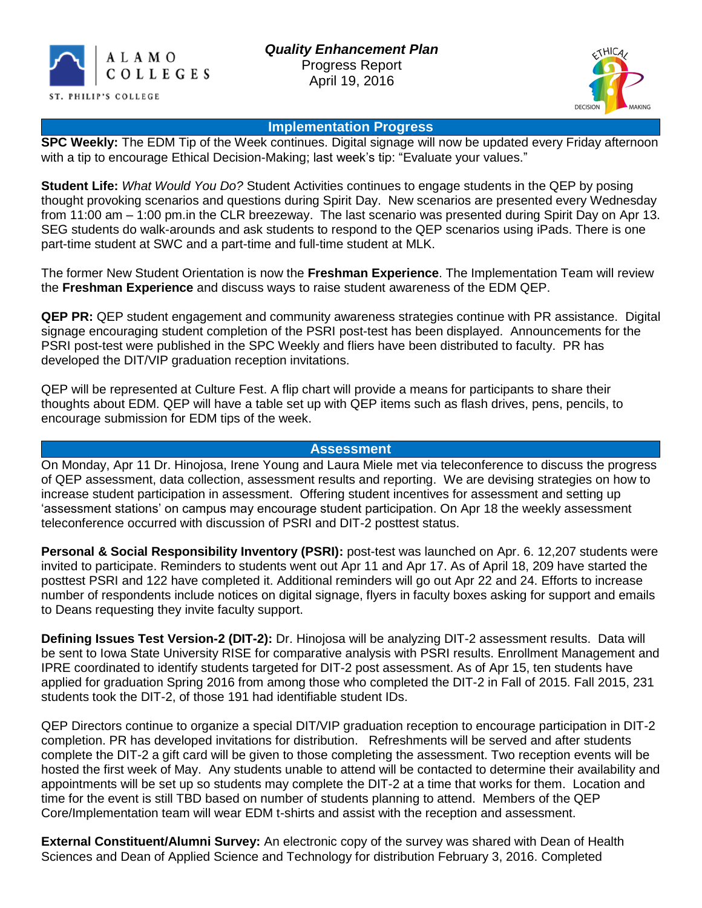ALAMO COLLEGES

ST. PHILIP'S COLLEGE

***Quality Enhancement Plan***

Progress Report

April 19, 2016

## Implementation Progress

**SPC Weekly:** The EDM Tip of the Week continues. Digital signage will now be updated every Friday afternoon with a tip to encourage Ethical Decision-Making; last week's tip: "Evaluate your values."

**Student Life:** *What Would You Do?* Student Activities continues to engage students in the QEP by posing thought provoking scenarios and questions during Spirit Day. New scenarios are presented every Wednesday from 11:00 am – 1:00 pm.in the CLR breezeway. The last scenario was presented during Spirit Day on Apr 13. SEG students do walk-arounds and ask students to respond to the QEP scenarios using iPads. There is one part-time student at SWC and a part-time and full-time student at MLK.

The former New Student Orientation is now the **Freshman Experience**. The Implementation Team will review the **Freshman Experience** and discuss ways to raise student awareness of the EDM QEP.

**QEP PR:** QEP student engagement and community awareness strategies continue with PR assistance. Digital signage encouraging student completion of the PSRI post-test has been displayed. Announcements for the PSRI post-test were published in the SPC Weekly and fliers have been distributed to faculty. PR has developed the DIT/VIP graduation reception invitations.

QEP will be represented at Culture Fest. A flip chart will provide a means for participants to share their thoughts about EDM. QEP will have a table set up with QEP items such as flash drives, pens, pencils, to encourage submission for EDM tips of the week.

## Assessment

On Monday, Apr 11 Dr. Hinojosa, Irene Young and Laura Miele met via teleconference to discuss the progress of QEP assessment, data collection, assessment results and reporting. We are devising strategies on how to increase student participation in assessment. Offering student incentives for assessment and setting up 'assessment stations' on campus may encourage student participation. On Apr 18 the weekly assessment teleconference occurred with discussion of PSRI and DIT-2 posttest status.

**Personal & Social Responsibility Inventory (PSRI):** post-test was launched on Apr. 6. 12,207 students were invited to participate. Reminders to students went out Apr 11 and Apr 17. As of April 18, 209 have started the posttest PSRI and 122 have completed it. Additional reminders will go out Apr 22 and 24. Efforts to increase number of respondents include notices on digital signage, flyers in faculty boxes asking for support and emails to Deans requesting they invite faculty support.

**Defining Issues Test Version-2 (DIT-2):** Dr. Hinojosa will be analyzing DIT-2 assessment results. Data will be sent to Iowa State University RISE for comparative analysis with PSRI results. Enrollment Management and IPRE coordinated to identify students targeted for DIT-2 post assessment. As of Apr 15, ten students have applied for graduation Spring 2016 from among those who completed the DIT-2 in Fall of 2015. Fall 2015, 231 students took the DIT-2, of those 191 had identifiable student IDs.

QEP Directors continue to organize a special DIT/VIP graduation reception to encourage participation in DIT-2 completion. PR has developed invitations for distribution. Refreshments will be served and after students complete the DIT-2 a gift card will be given to those completing the assessment. Two reception events will be hosted the first week of May. Any students unable to attend will be contacted to determine their availability and appointments will be set up so students may complete the DIT-2 at a time that works for them. Location and time for the event is still TBD based on number of students planning to attend. Members of the QEP Core/Implementation team will wear EDM t-shirts and assist with the reception and assessment.

**External Constituent/Alumni Survey:** An electronic copy of the survey was shared with Dean of Health Sciences and Dean of Applied Science and Technology for distribution February 3, 2016. Completed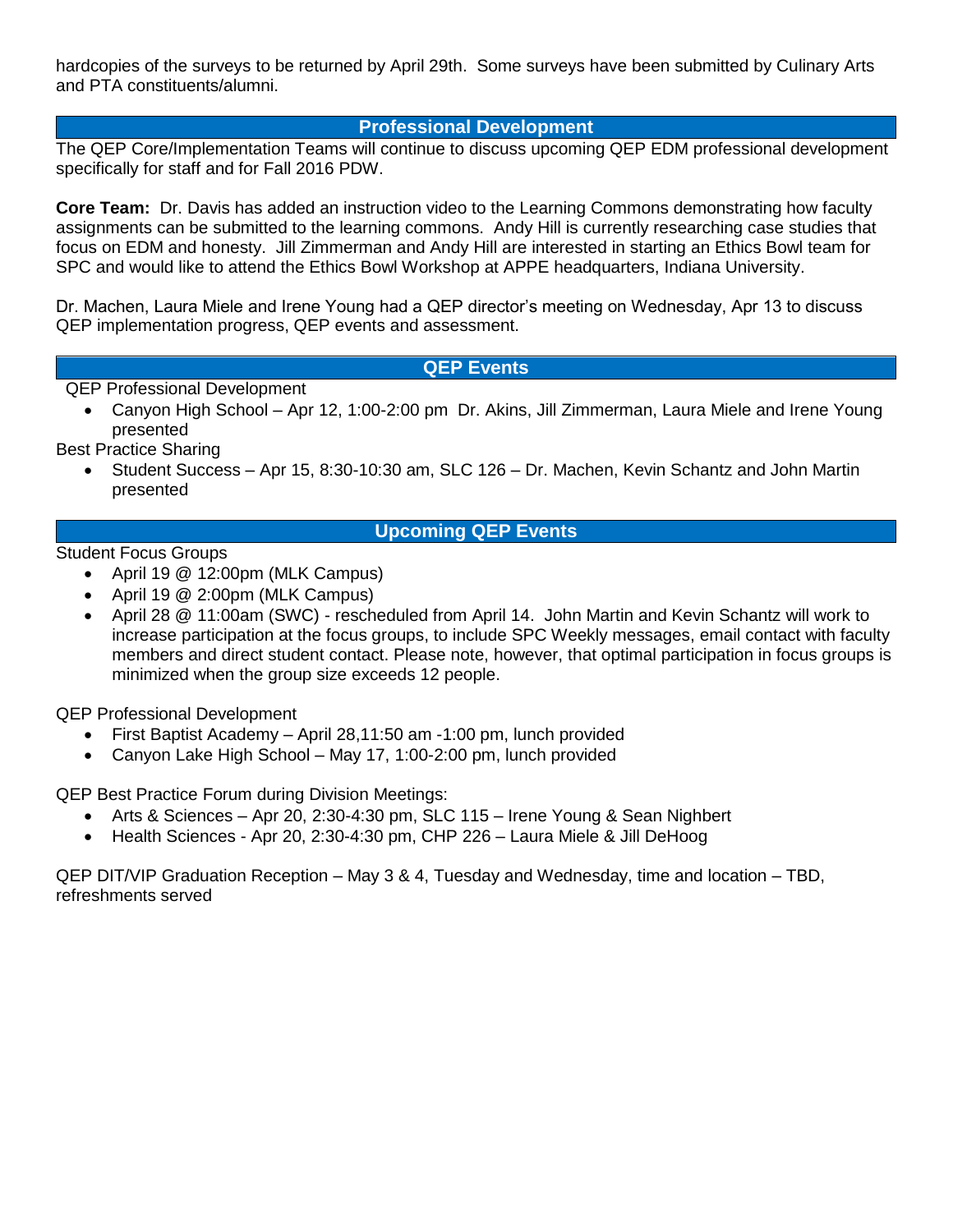hardcopies of the surveys to be returned by April 29th. Some surveys have been submitted by Culinary Arts and PTA constituents/alumni.

## Professional Development

The QEP Core/Implementation Teams will continue to discuss upcoming QEP EDM professional development specifically for staff and for Fall 2016 PDW.

**Core Team:** Dr. Davis has added an instruction video to the Learning Commons demonstrating how faculty assignments can be submitted to the learning commons. Andy Hill is currently researching case studies that focus on EDM and honesty. Jill Zimmerman and Andy Hill are interested in starting an Ethics Bowl team for SPC and would like to attend the Ethics Bowl Workshop at APPE headquarters, Indiana University.

Dr. Machen, Laura Miele and Irene Young had a QEP director's meeting on Wednesday, Apr 13 to discuss QEP implementation progress, QEP events and assessment.

## QEP Events

QEP Professional Development

- Canyon High School – Apr 12, 1:00-2:00 pm Dr. Akins, Jill Zimmerman, Laura Miele and Irene Young presented

Best Practice Sharing

- Student Success – Apr 15, 8:30-10:30 am, SLC 126 – Dr. Machen, Kevin Schantz and John Martin presented

## Upcoming QEP Events

Student Focus Groups

- April 19 @ 12:00pm (MLK Campus)
- April 19 @ 2:00pm (MLK Campus)
- April 28 @ 11:00am (SWC) - rescheduled from April 14. John Martin and Kevin Schantz will work to increase participation at the focus groups, to include SPC Weekly messages, email contact with faculty members and direct student contact. Please note, however, that optimal participation in focus groups is minimized when the group size exceeds 12 people.

QEP Professional Development

- First Baptist Academy – April 28,11:50 am -1:00 pm, lunch provided
- Canyon Lake High School – May 17, 1:00-2:00 pm, lunch provided

QEP Best Practice Forum during Division Meetings:

- Arts & Sciences – Apr 20, 2:30-4:30 pm, SLC 115 – Irene Young & Sean Nighbert
- Health Sciences - Apr 20, 2:30-4:30 pm, CHP 226 – Laura Miele & Jill DeHoog

QEP DIT/VIP Graduation Reception – May 3 & 4, Tuesday and Wednesday, time and location – TBD, refreshments served